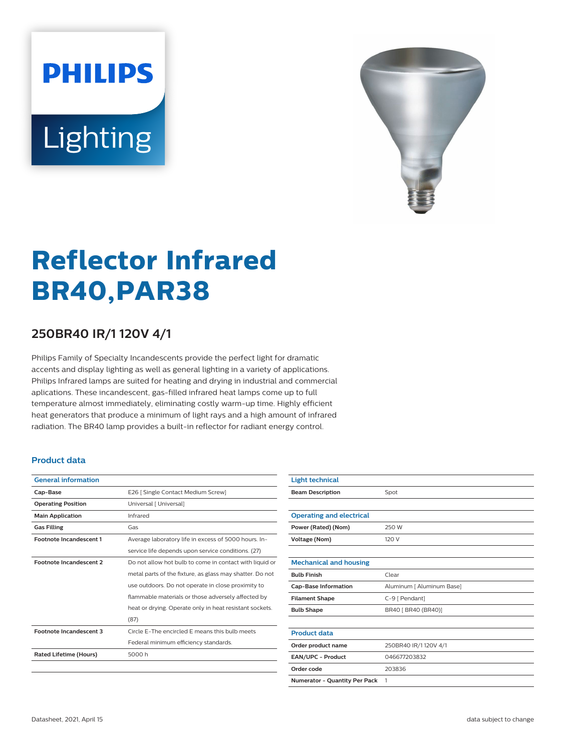# Reflector Infrared BR40,PAR38

## 250BR40 IR/1 120V 4/1

Philips Family of Specialty Incandescents provide the perfect light for dramatic accents and display lighting as well as general lighting in a variety of applications. Philips Infrared lamps are suited for heating and drying in industrial and commercial aplications. These incandescent, gas-filled infrared heat lamps come up to full temperature almost immediately, eliminating costly warm-up time. Highly efficient heat generators that produce a minimum of light rays and a high amount of infrared radiation. The BR40 lamp provides a built-in reflector for radiant energy control.

### Product data

| General information | |
|---|---|
| Cap-Base | E26 [ Single Contact Medium Screw] |
| Operating Position | Universal [ Universal] |
| Main Application | Infrared |
| Gas Filling | Gas |
| Footnote Incandescent 1 | Average laboratory life in excess of 5000 hours. In-service life depends upon service conditions. (27) |
| Footnote Incandescent 2 | Do not allow hot bulb to come in contact with liquid or metal parts of the fixture, as glass may shatter. Do not use outdoors. Do not operate in close proximity to flammable materials or those adversely affected by heat or drying. Operate only in heat resistant sockets. (87) |
| Footnote Incandescent 3 | Circle E-The encircled E means this bulb meets Federal minimum efficiency standards. |
| Rated Lifetime (Hours) | 5000 h |

| Light technical | |
|---|---|
| Beam Description | Spot |

| Operating and electrical | |
|---|---|
| Power (Rated) (Nom) | 250 W |
| Voltage (Nom) | 120 V |

| Mechanical and housing | |
|---|---|
| Bulb Finish | Clear |
| Cap-Base Information | Aluminum [ Aluminum Base] |
| Filament Shape | C-9 [ Pendant] |
| Bulb Shape | BR40 [ BR40 (BR40)] |

| Product data | |
|---|---|
| Order product name | 250BR40 IR/1 120V 4/1 |
| EAN/UPC - Product | 046677203832 |
| Order code | 203836 |
| Numerator - Quantity Per Pack | 1 |

Datasheet, 2021, April 15 — data subject to change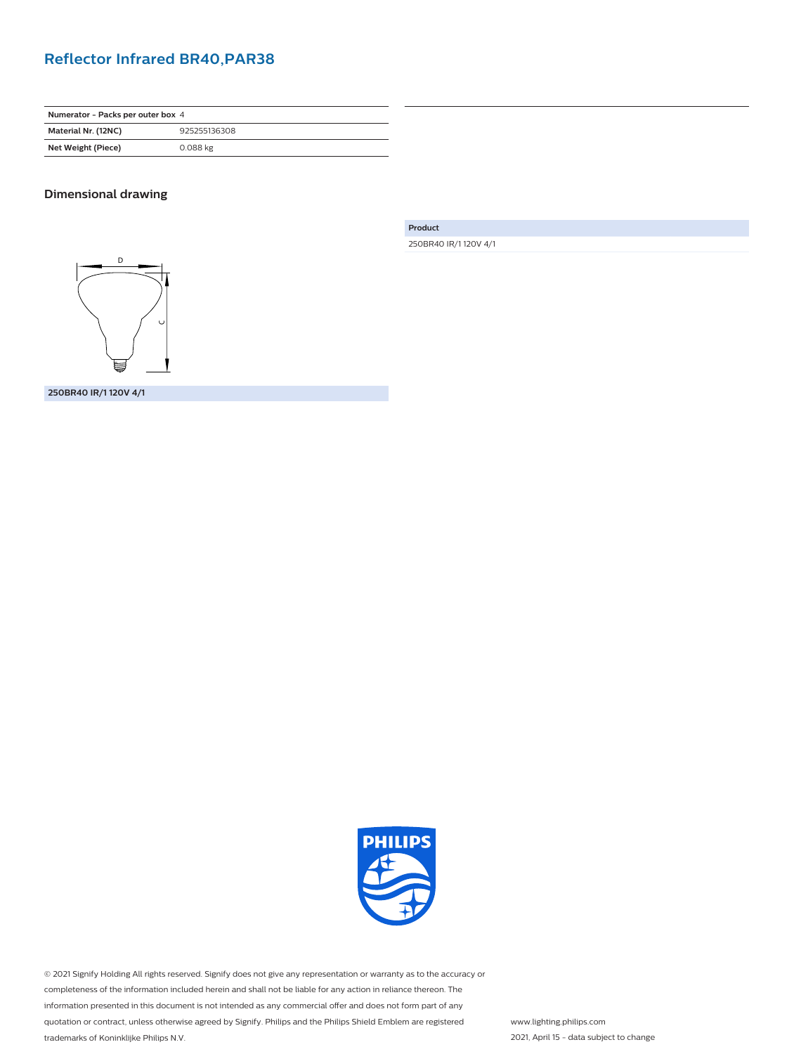## Reflector Infrared BR40,PAR38

| | |
|---|---|
| **Numerator - Packs per outer box** | 4 |
| **Material Nr. (12NC)** | 925255136308 |
| **Net Weight (Piece)** | 0.088 kg |

### Dimensional drawing

D

C

**250BR40 IR/1 120V 4/1**

| Product |
|---|
| 250BR40 IR/1 120V 4/1 |

© 2021 Signify Holding All rights reserved. Signify does not give any representation or warranty as to the accuracy or completeness of the information included herein and shall not be liable for any action in reliance thereon. The information presented in this document is not intended as any commercial offer and does not form part of any quotation or contract, unless otherwise agreed by Signify. Philips and the Philips Shield Emblem are registered trademarks of Koninklijke Philips N.V.

www.lighting.philips.com

2021, April 15 - data subject to change